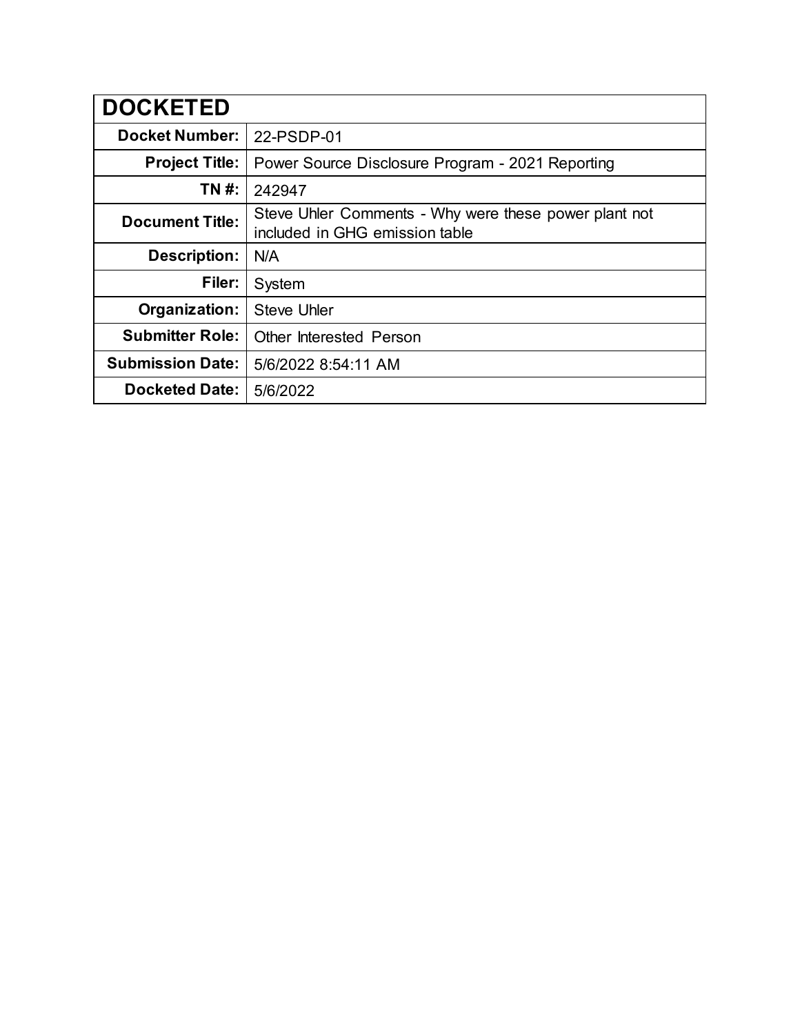| DOCKETED | |
|---|---|
| **Docket Number:** | 22-PSDP-01 |
| **Project Title:** | Power Source Disclosure Program - 2021 Reporting |
| **TN #:** | 242947 |
| **Document Title:** | Steve Uhler Comments - Why were these power plant not included in GHG emission table |
| **Description:** | N/A |
| **Filer:** | System |
| **Organization:** | Steve Uhler |
| **Submitter Role:** | Other Interested Person |
| **Submission Date:** | 5/6/2022 8:54:11 AM |
| **Docketed Date:** | 5/6/2022 |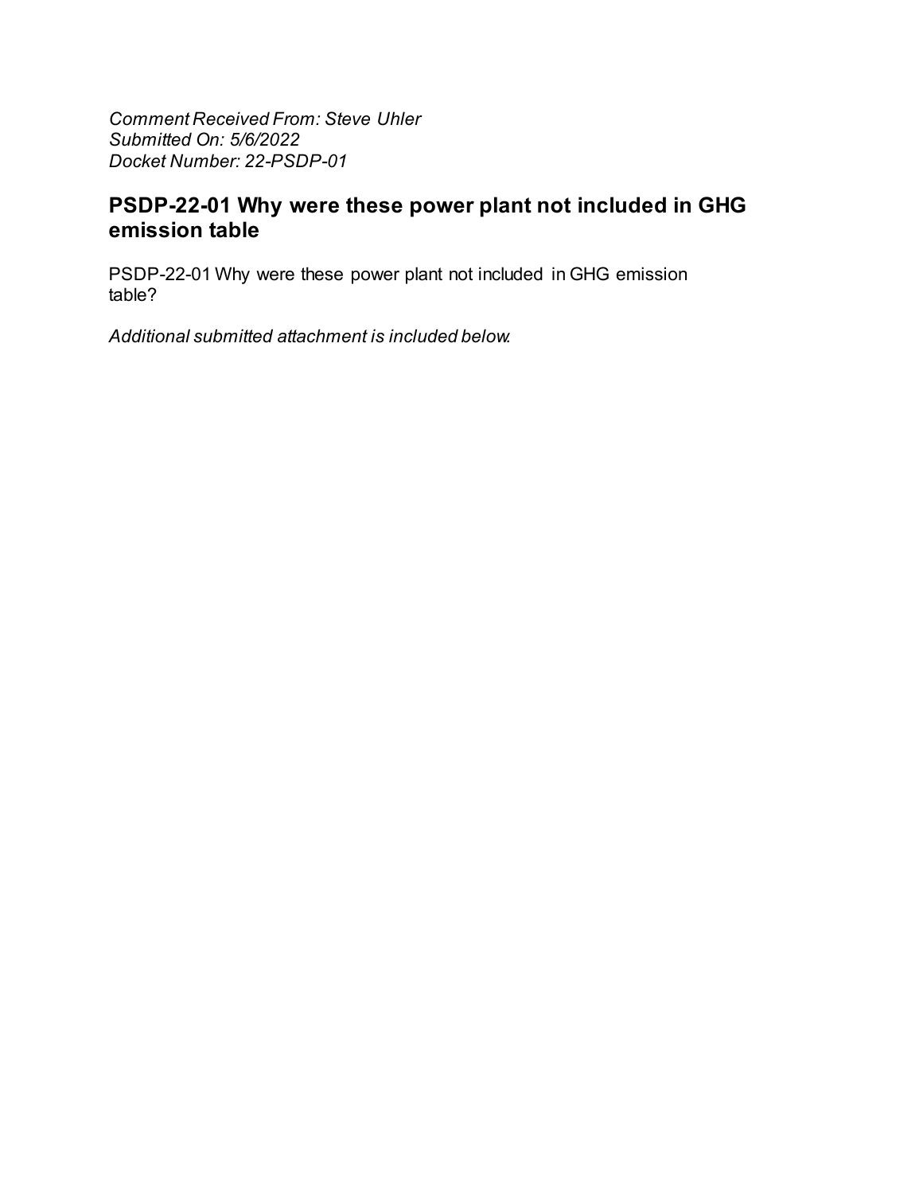*Comment Received From: Steve Uhler*
*Submitted On: 5/6/2022*
*Docket Number: 22-PSDP-01*

## PSDP-22-01 Why were these power plant not included in GHG emission table

PSDP-22-01 Why were these power plant not included in GHG emission table?

*Additional submitted attachment is included below.*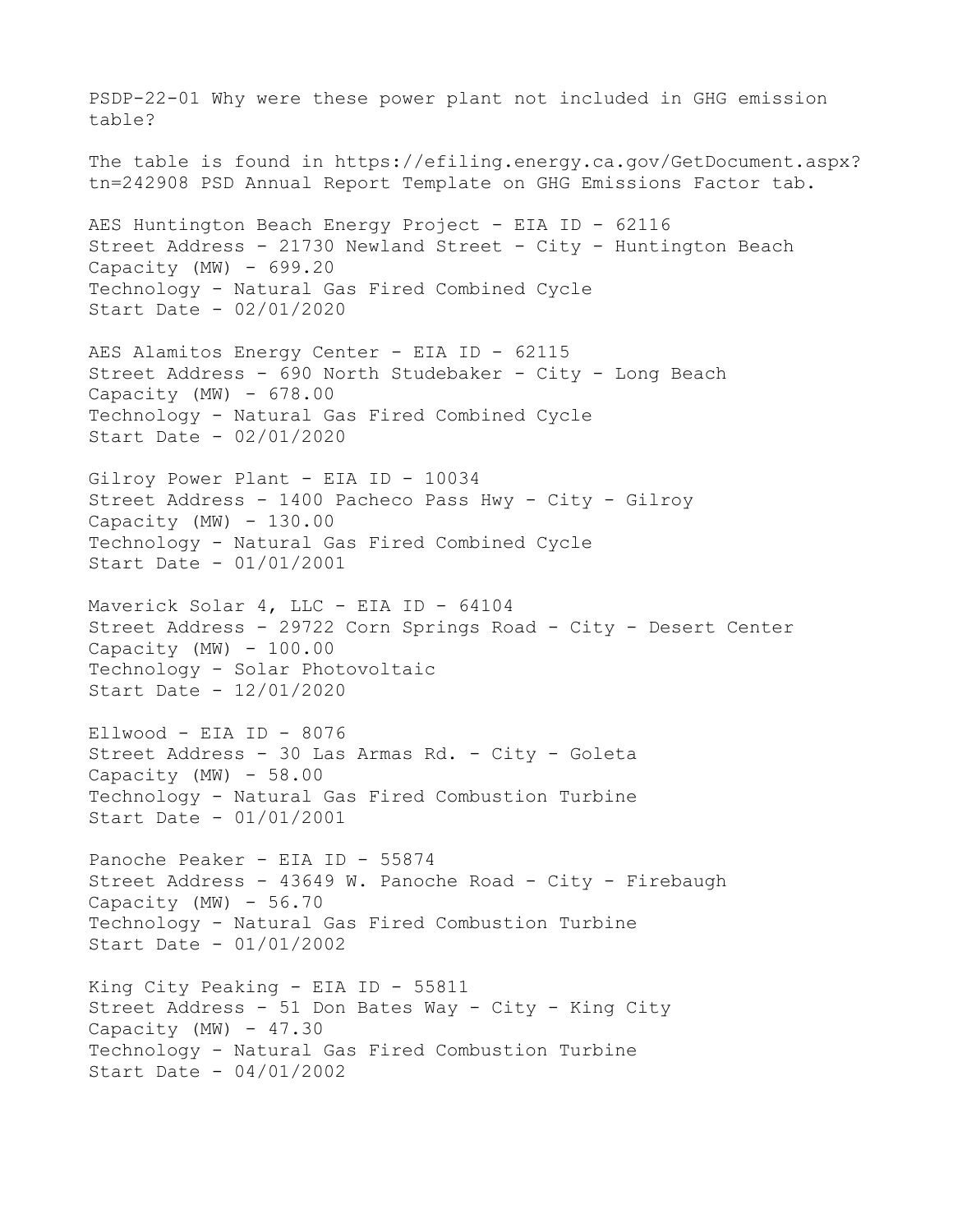PSDP-22-01 Why were these power plant not included in GHG emission table?

The table is found in https://efiling.energy.ca.gov/GetDocument.aspx?tn=242908 PSD Annual Report Template on GHG Emissions Factor tab.

AES Huntington Beach Energy Project - EIA ID - 62116
Street Address - 21730 Newland Street - City - Huntington Beach
Capacity (MW) - 699.20
Technology - Natural Gas Fired Combined Cycle
Start Date - 02/01/2020

AES Alamitos Energy Center - EIA ID - 62115
Street Address - 690 North Studebaker - City - Long Beach
Capacity (MW) - 678.00
Technology - Natural Gas Fired Combined Cycle
Start Date - 02/01/2020

Gilroy Power Plant - EIA ID - 10034
Street Address - 1400 Pacheco Pass Hwy - City - Gilroy
Capacity (MW) - 130.00
Technology - Natural Gas Fired Combined Cycle
Start Date - 01/01/2001

Maverick Solar 4, LLC - EIA ID - 64104
Street Address - 29722 Corn Springs Road - City - Desert Center
Capacity (MW) - 100.00
Technology - Solar Photovoltaic
Start Date - 12/01/2020

Ellwood - EIA ID - 8076
Street Address - 30 Las Armas Rd. - City - Goleta
Capacity (MW) - 58.00
Technology - Natural Gas Fired Combustion Turbine
Start Date - 01/01/2001

Panoche Peaker - EIA ID - 55874
Street Address - 43649 W. Panoche Road - City - Firebaugh
Capacity (MW) - 56.70
Technology - Natural Gas Fired Combustion Turbine
Start Date - 01/01/2002

King City Peaking - EIA ID - 55811
Street Address - 51 Don Bates Way - City - King City
Capacity (MW) - 47.30
Technology - Natural Gas Fired Combustion Turbine
Start Date - 04/01/2002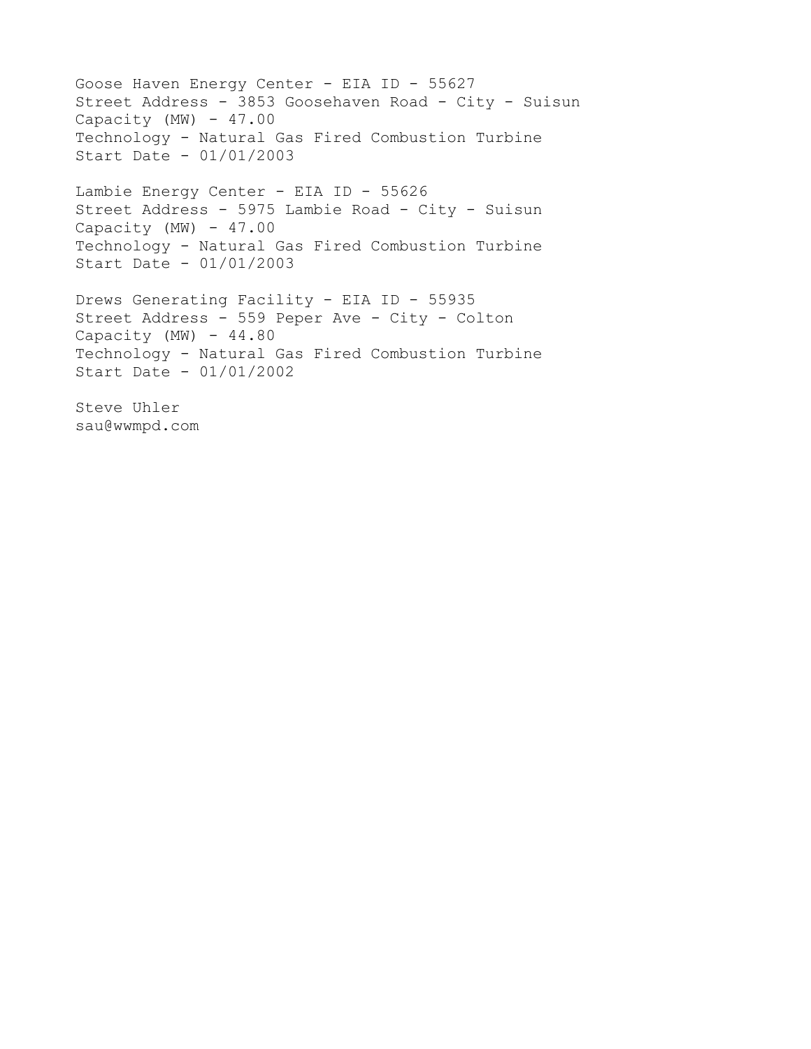Goose Haven Energy Center - EIA ID - 55627
Street Address - 3853 Goosehaven Road - City - Suisun
Capacity (MW) - 47.00
Technology - Natural Gas Fired Combustion Turbine
Start Date - 01/01/2003

Lambie Energy Center - EIA ID - 55626
Street Address - 5975 Lambie Road - City - Suisun
Capacity (MW) - 47.00
Technology - Natural Gas Fired Combustion Turbine
Start Date - 01/01/2003

Drews Generating Facility - EIA ID - 55935
Street Address - 559 Peper Ave - City - Colton
Capacity (MW) - 44.80
Technology - Natural Gas Fired Combustion Turbine
Start Date - 01/01/2002

Steve Uhler
sau@wwmpd.com